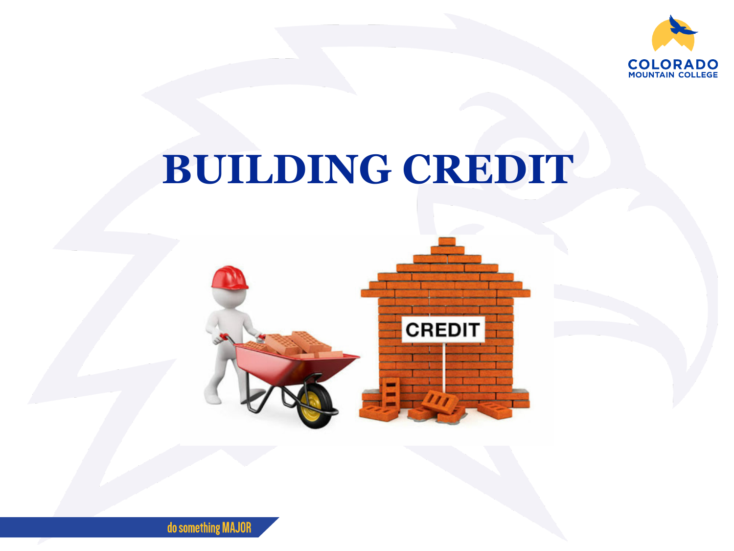# BUILDING CREDIT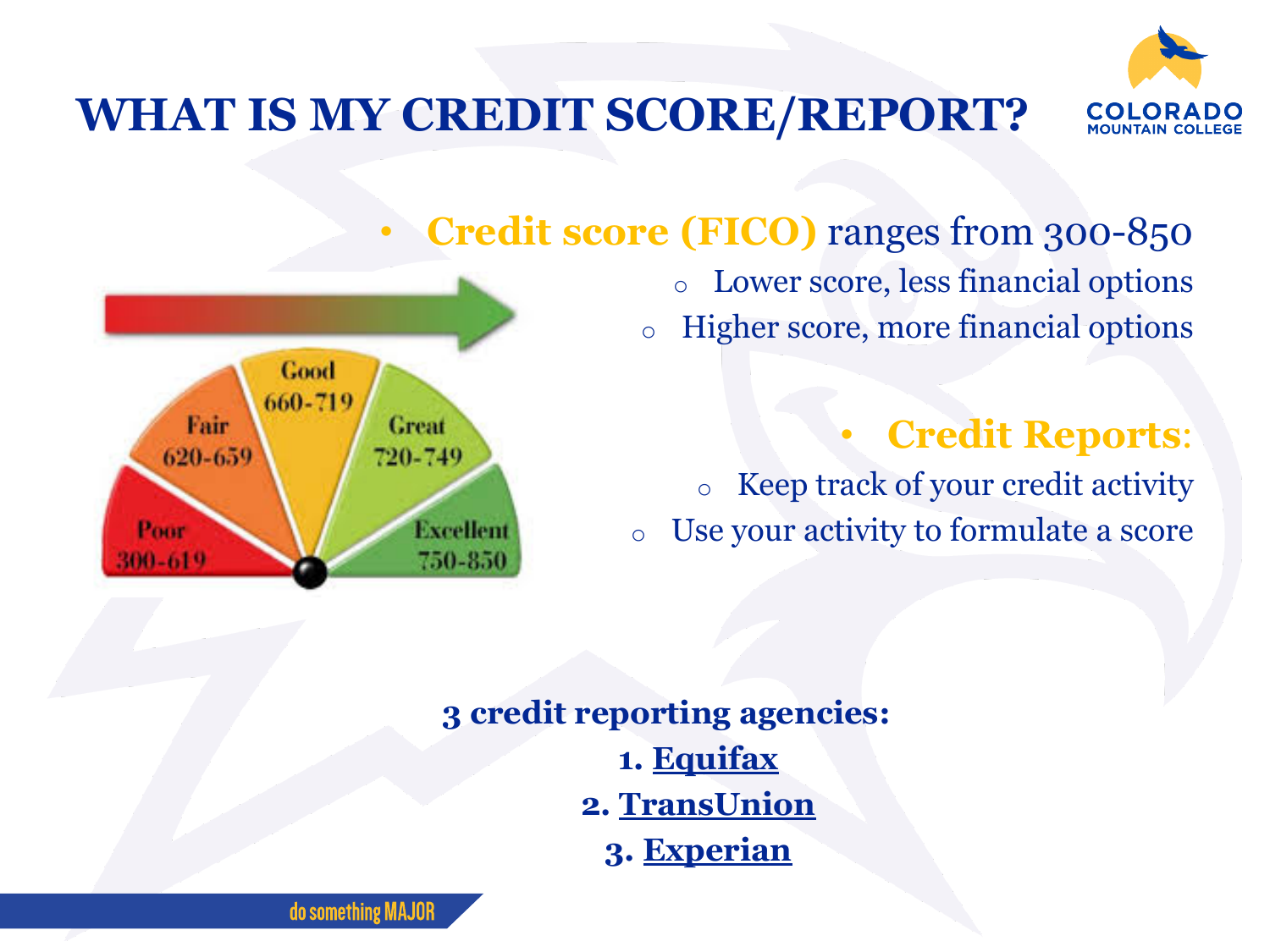# WHAT IS MY CREDIT SCORE/REPORT?

Poor 300-619
Fair 620-659
Good 660-719
Great 720-749
Excellent 750-850

- **Credit score (FICO)** ranges from 300-850
  - Lower score, less financial options
  - Higher score, more financial options

- **Credit Reports**:
  - Keep track of your credit activity
  - Use your activity to formulate a score

**3 credit reporting agencies:**

1. **Equifax**
2. **TransUnion**
3. **Experian**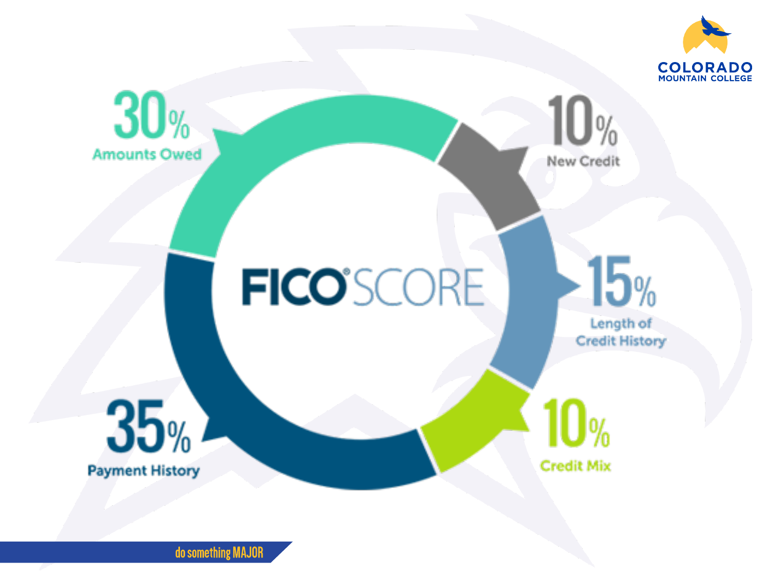# FICO® SCORE

- 35% Payment History
- 30% Amounts Owed
- 15% Length of Credit History
- 10% New Credit
- 10% Credit Mix

do something MAJOR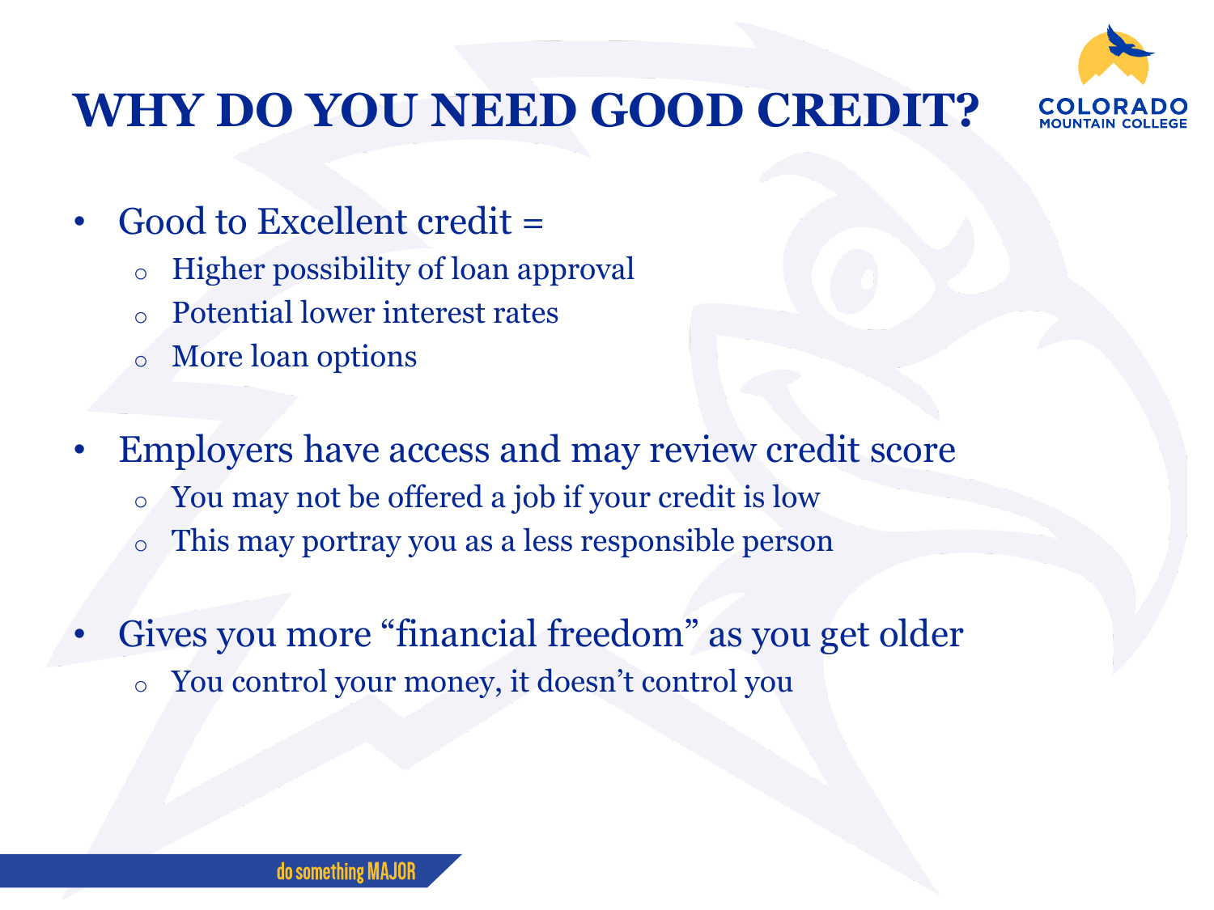# WHY DO YOU NEED GOOD CREDIT?

- Good to Excellent credit =
  - Higher possibility of loan approval
  - Potential lower interest rates
  - More loan options

- Employers have access and may review credit score
  - You may not be offered a job if your credit is low
  - This may portray you as a less responsible person

- Gives you more "financial freedom" as you get older
  - You control your money, it doesn't control you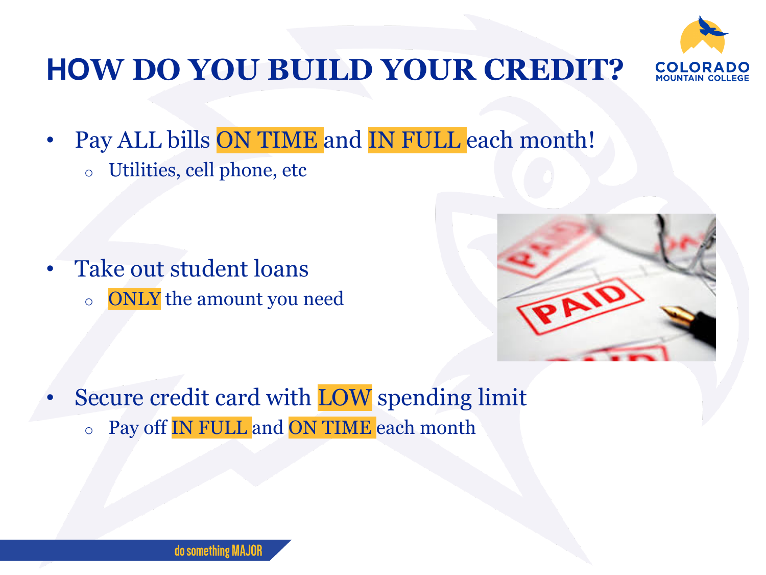# HOW DO YOU BUILD YOUR CREDIT?

- Pay ALL bills **ON TIME** and **IN FULL** each month!
  - Utilities, cell phone, etc

- Take out student loans
  - **ONLY** the amount you need

- Secure credit card with **LOW** spending limit
  - Pay off **IN FULL** and **ON TIME** each month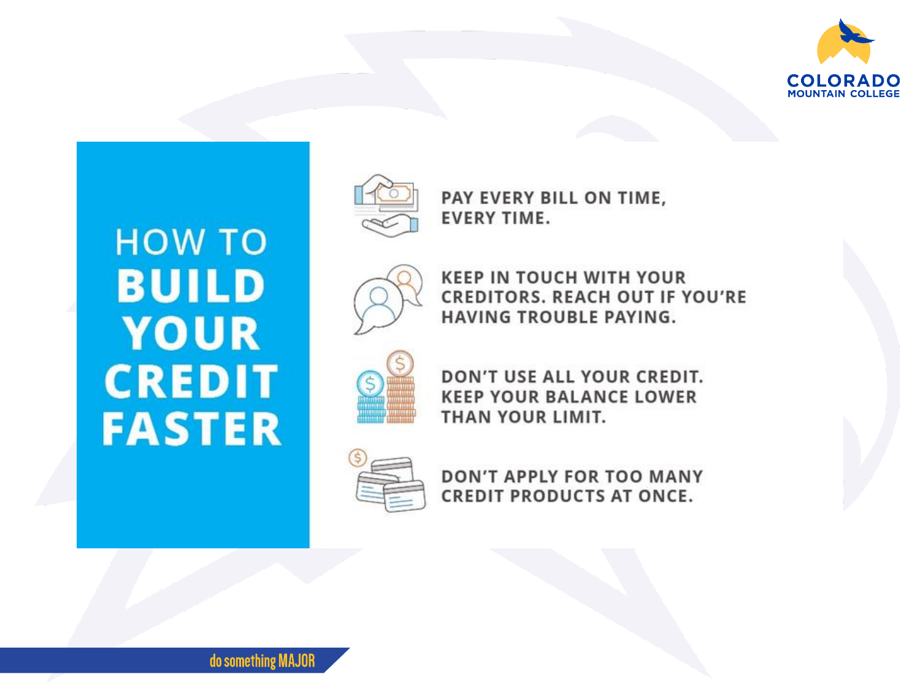# HOW TO BUILD YOUR CREDIT FASTER

- PAY EVERY BILL ON TIME, EVERY TIME.
- KEEP IN TOUCH WITH YOUR CREDITORS. REACH OUT IF YOU'RE HAVING TROUBLE PAYING.
- DON'T USE ALL YOUR CREDIT. KEEP YOUR BALANCE LOWER THAN YOUR LIMIT.
- DON'T APPLY FOR TOO MANY CREDIT PRODUCTS AT ONCE.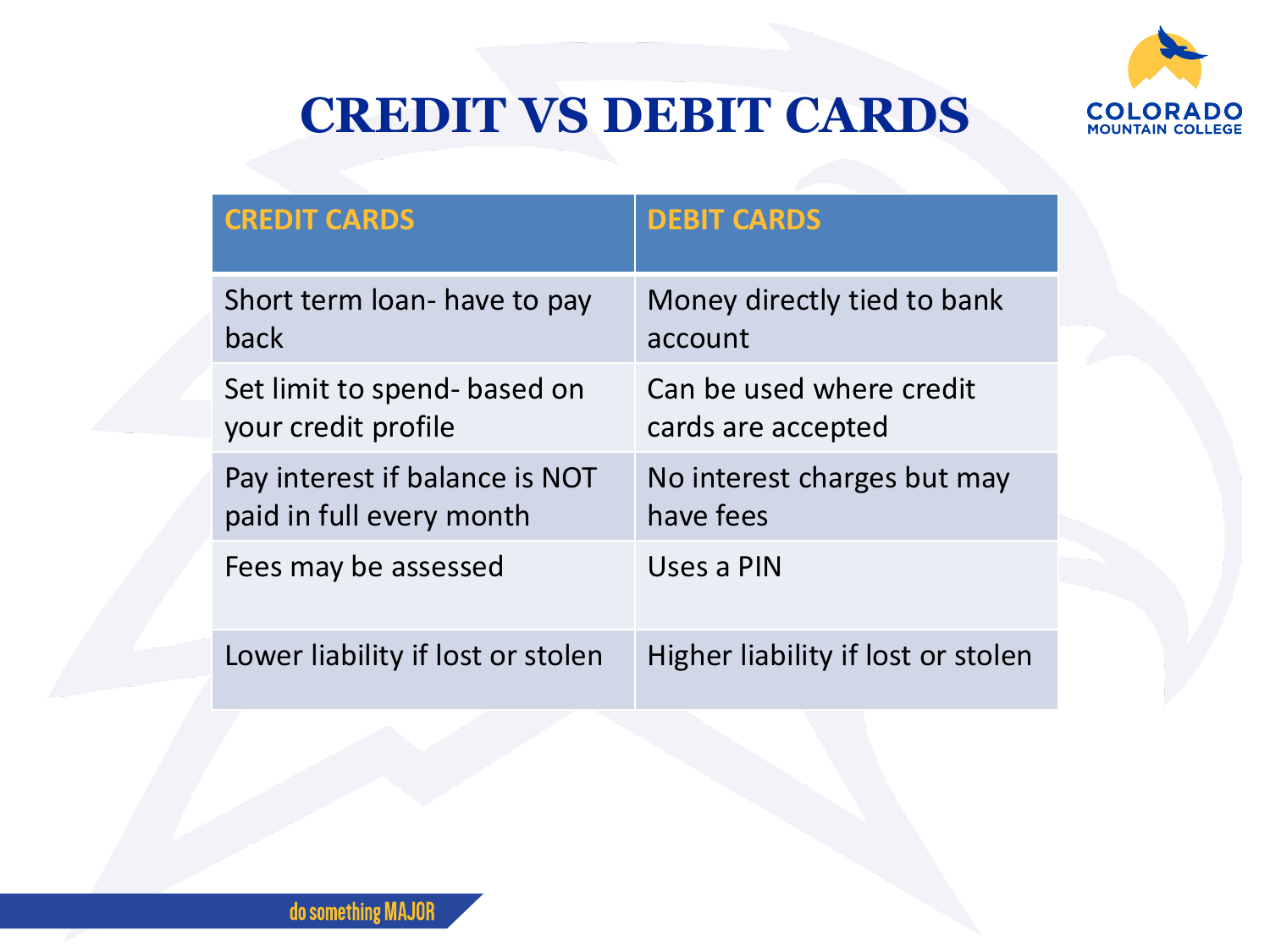# CREDIT VS DEBIT CARDS

| CREDIT CARDS | DEBIT CARDS |
| --- | --- |
| Short term loan- have to pay back | Money directly tied to bank account |
| Set limit to spend- based on your credit profile | Can be used where credit cards are accepted |
| Pay interest if balance is NOT paid in full every month | No interest charges but may have fees |
| Fees may be assessed | Uses a PIN |
| Lower liability if lost or stolen | Higher liability if lost or stolen |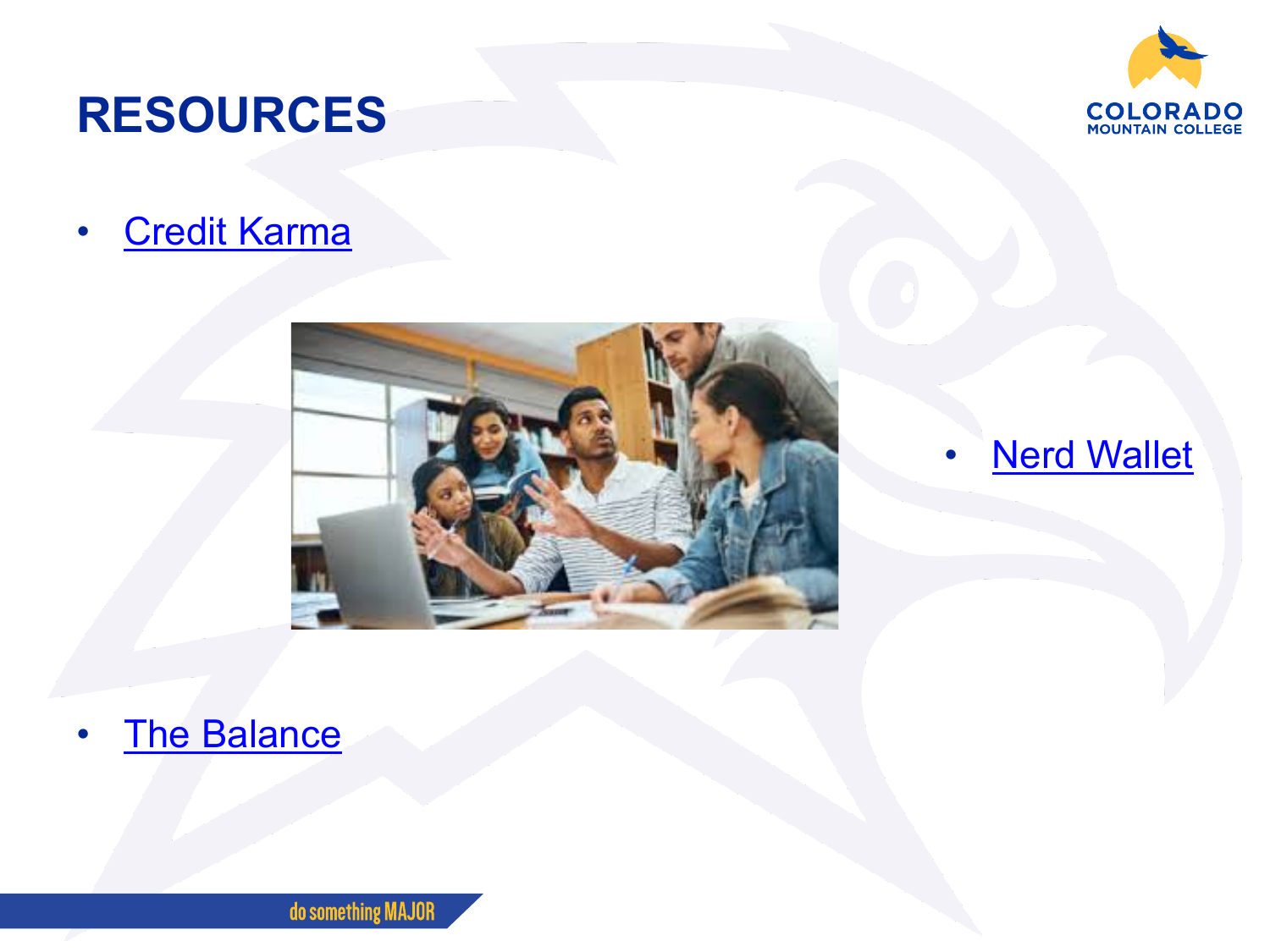# RESOURCES

- Credit Karma
- Nerd Wallet
- The Balance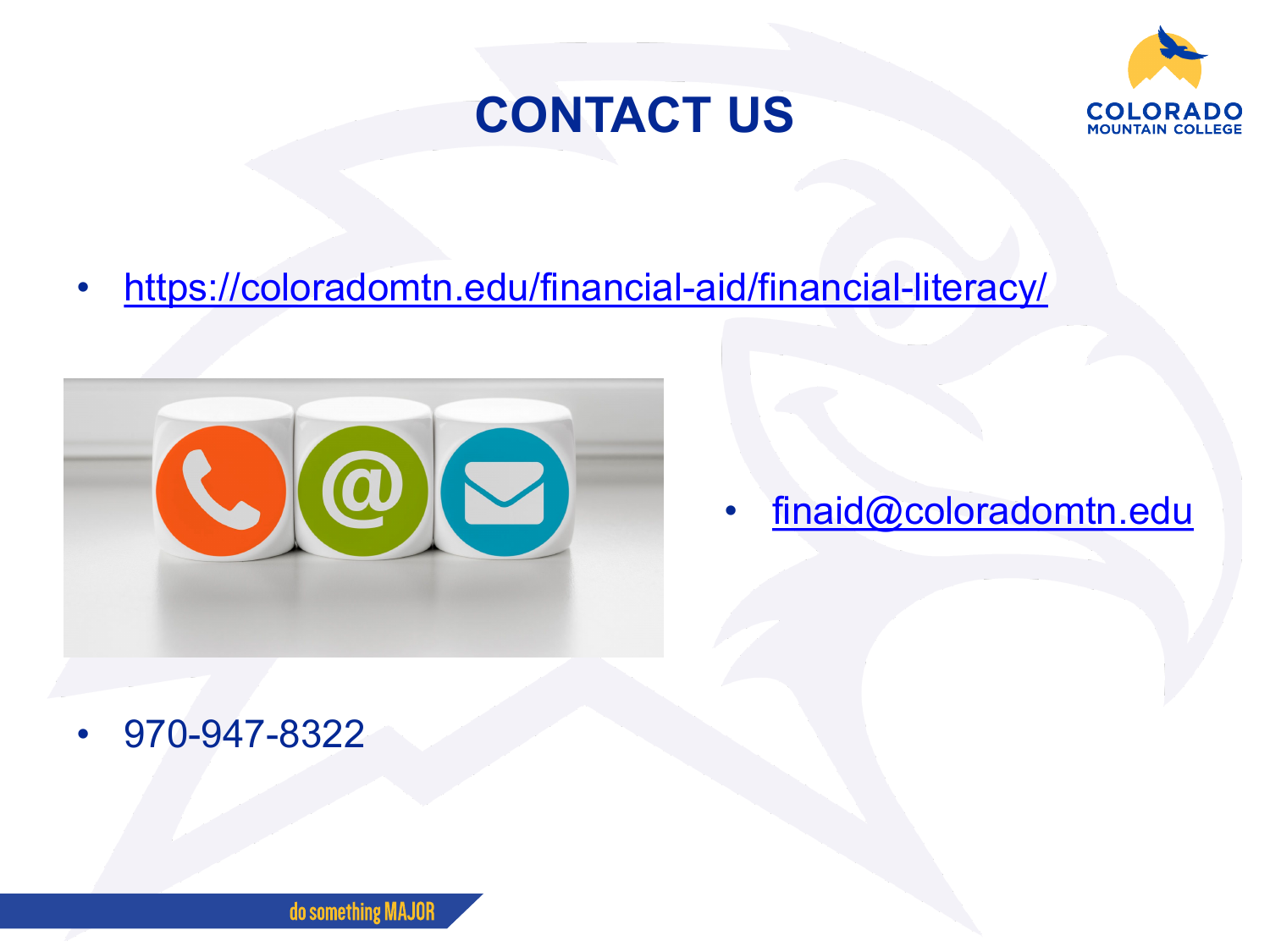# CONTACT US

- https://coloradomtn.edu/financial-aid/financial-literacy/

- finaid@coloradomtn.edu

- 970-947-8322